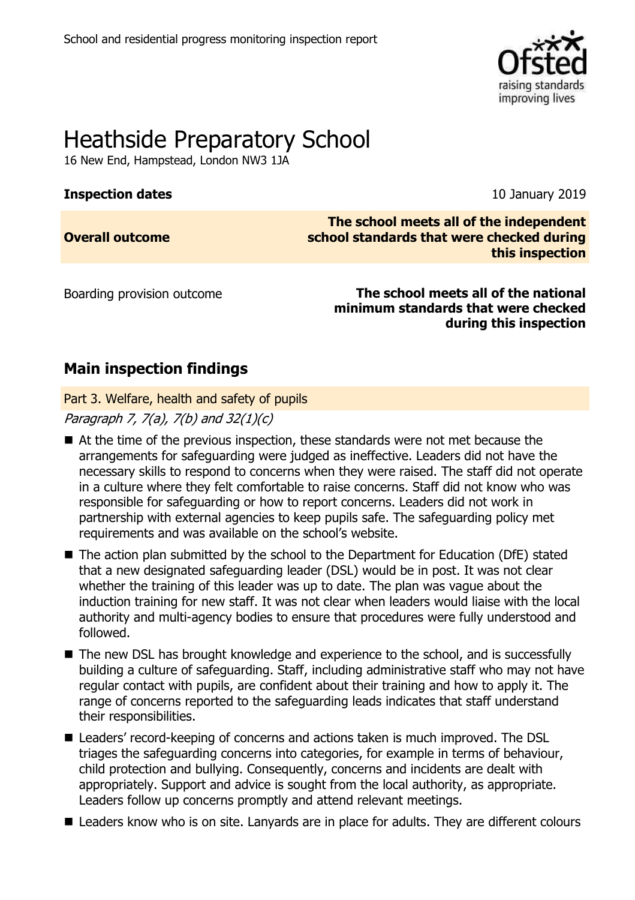School and residential progress monitoring inspection report

# Heathside Preparatory School

16 New End, Hampstead, London NW3 1JA

**Inspection dates** 10 January 2019

| | |
|---|---|
| **Overall outcome** | **The school meets all of the independent school standards that were checked during this inspection** |
| Boarding provision outcome | **The school meets all of the national minimum standards that were checked during this inspection** |

## Main inspection findings

### Part 3. Welfare, health and safety of pupils

*Paragraph 7, 7(a), 7(b) and 32(1)(c)*

- At the time of the previous inspection, these standards were not met because the arrangements for safeguarding were judged as ineffective. Leaders did not have the necessary skills to respond to concerns when they were raised. The staff did not operate in a culture where they felt comfortable to raise concerns. Staff did not know who was responsible for safeguarding or how to report concerns. Leaders did not work in partnership with external agencies to keep pupils safe. The safeguarding policy met requirements and was available on the school's website.
- The action plan submitted by the school to the Department for Education (DfE) stated that a new designated safeguarding leader (DSL) would be in post. It was not clear whether the training of this leader was up to date. The plan was vague about the induction training for new staff. It was not clear when leaders would liaise with the local authority and multi-agency bodies to ensure that procedures were fully understood and followed.
- The new DSL has brought knowledge and experience to the school, and is successfully building a culture of safeguarding. Staff, including administrative staff who may not have regular contact with pupils, are confident about their training and how to apply it. The range of concerns reported to the safeguarding leads indicates that staff understand their responsibilities.
- Leaders' record-keeping of concerns and actions taken is much improved. The DSL triages the safeguarding concerns into categories, for example in terms of behaviour, child protection and bullying. Consequently, concerns and incidents are dealt with appropriately. Support and advice is sought from the local authority, as appropriate. Leaders follow up concerns promptly and attend relevant meetings.
- Leaders know who is on site. Lanyards are in place for adults. They are different colours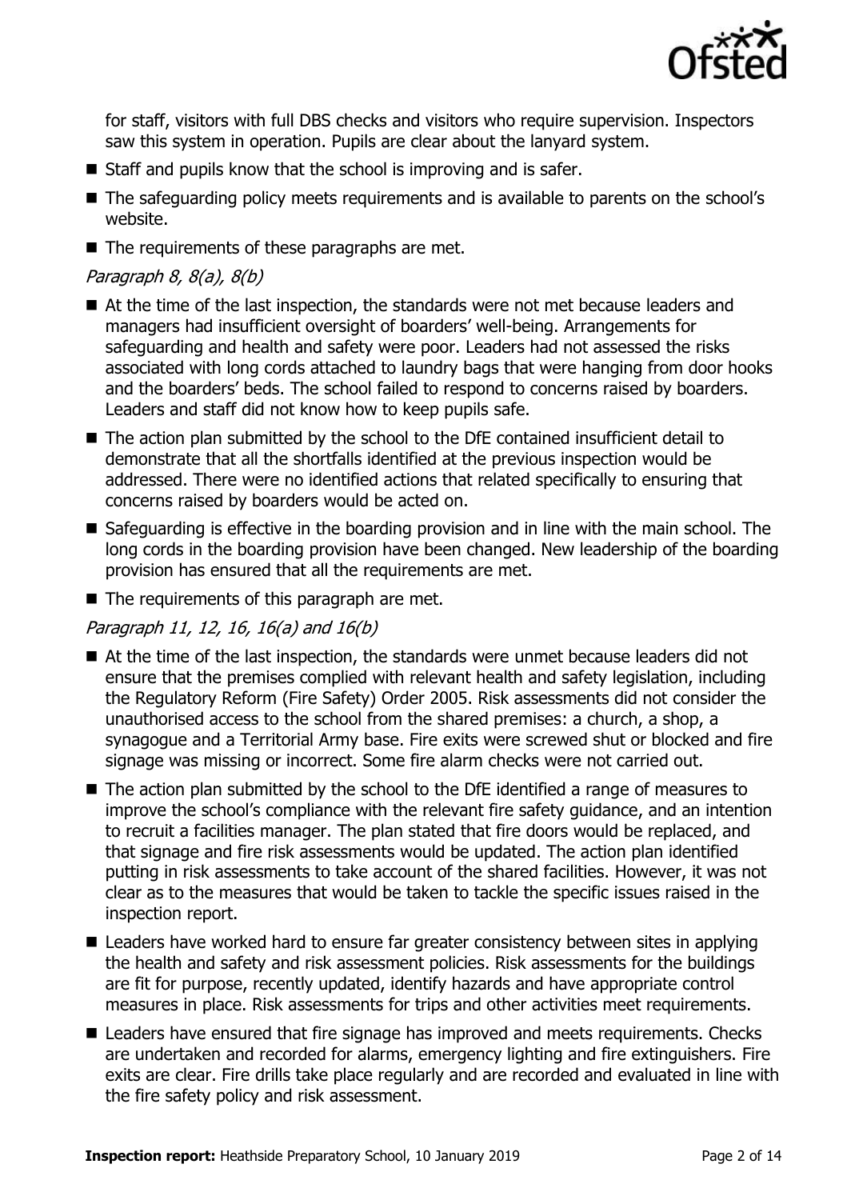for staff, visitors with full DBS checks and visitors who require supervision. Inspectors saw this system in operation. Pupils are clear about the lanyard system.

- Staff and pupils know that the school is improving and is safer.
- The safeguarding policy meets requirements and is available to parents on the school's website.
- The requirements of these paragraphs are met.

*Paragraph 8, 8(a), 8(b)*

- At the time of the last inspection, the standards were not met because leaders and managers had insufficient oversight of boarders' well-being. Arrangements for safeguarding and health and safety were poor. Leaders had not assessed the risks associated with long cords attached to laundry bags that were hanging from door hooks and the boarders' beds. The school failed to respond to concerns raised by boarders. Leaders and staff did not know how to keep pupils safe.
- The action plan submitted by the school to the DfE contained insufficient detail to demonstrate that all the shortfalls identified at the previous inspection would be addressed. There were no identified actions that related specifically to ensuring that concerns raised by boarders would be acted on.
- Safeguarding is effective in the boarding provision and in line with the main school. The long cords in the boarding provision have been changed. New leadership of the boarding provision has ensured that all the requirements are met.
- The requirements of this paragraph are met.

*Paragraph 11, 12, 16, 16(a) and 16(b)*

- At the time of the last inspection, the standards were unmet because leaders did not ensure that the premises complied with relevant health and safety legislation, including the Regulatory Reform (Fire Safety) Order 2005. Risk assessments did not consider the unauthorised access to the school from the shared premises: a church, a shop, a synagogue and a Territorial Army base. Fire exits were screwed shut or blocked and fire signage was missing or incorrect. Some fire alarm checks were not carried out.
- The action plan submitted by the school to the DfE identified a range of measures to improve the school's compliance with the relevant fire safety guidance, and an intention to recruit a facilities manager. The plan stated that fire doors would be replaced, and that signage and fire risk assessments would be updated. The action plan identified putting in risk assessments to take account of the shared facilities. However, it was not clear as to the measures that would be taken to tackle the specific issues raised in the inspection report.
- Leaders have worked hard to ensure far greater consistency between sites in applying the health and safety and risk assessment policies. Risk assessments for the buildings are fit for purpose, recently updated, identify hazards and have appropriate control measures in place. Risk assessments for trips and other activities meet requirements.
- Leaders have ensured that fire signage has improved and meets requirements. Checks are undertaken and recorded for alarms, emergency lighting and fire extinguishers. Fire exits are clear. Fire drills take place regularly and are recorded and evaluated in line with the fire safety policy and risk assessment.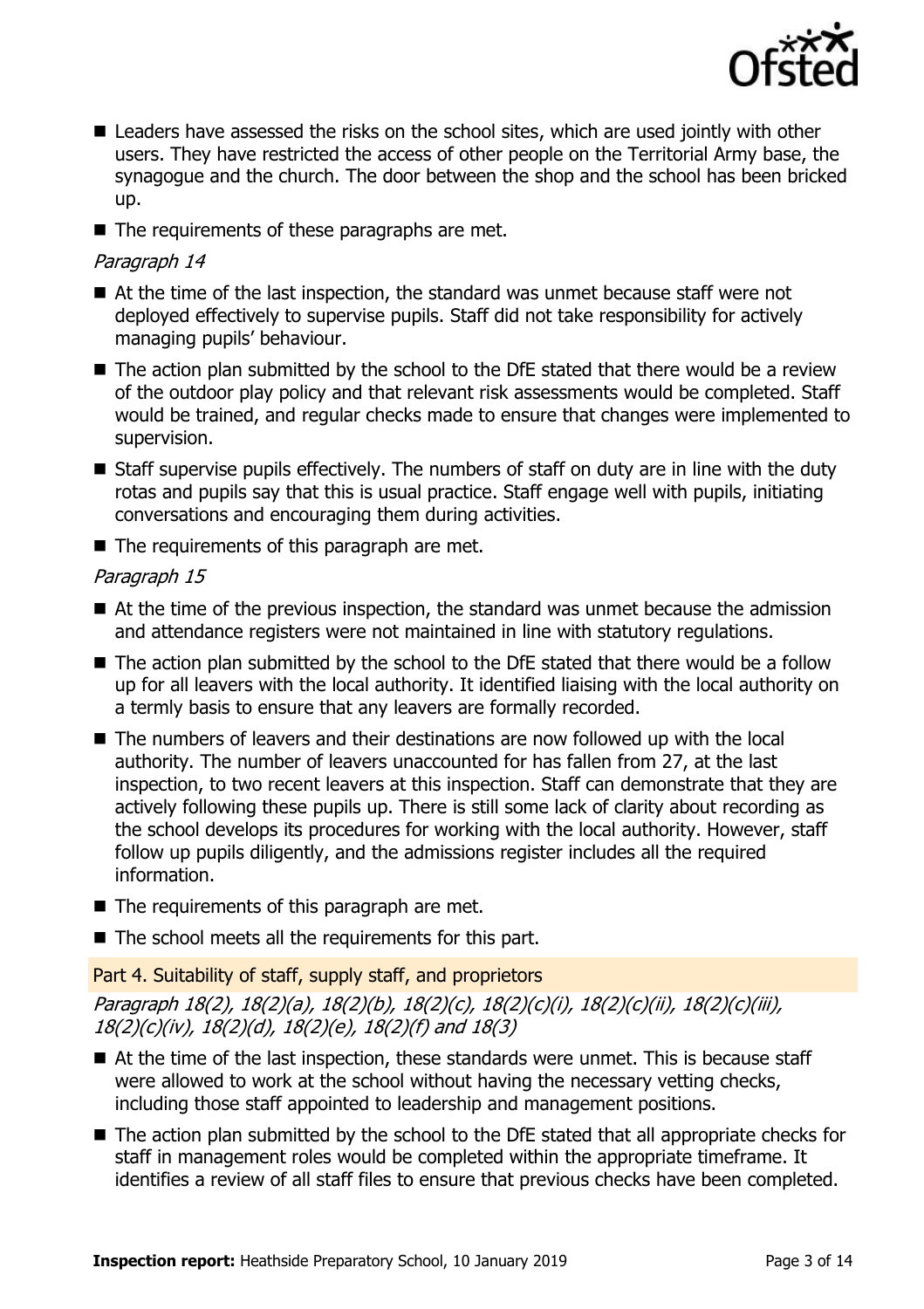- Leaders have assessed the risks on the school sites, which are used jointly with other users. They have restricted the access of other people on the Territorial Army base, the synagogue and the church. The door between the shop and the school has been bricked up.
- The requirements of these paragraphs are met.

*Paragraph 14*

- At the time of the last inspection, the standard was unmet because staff were not deployed effectively to supervise pupils. Staff did not take responsibility for actively managing pupils' behaviour.
- The action plan submitted by the school to the DfE stated that there would be a review of the outdoor play policy and that relevant risk assessments would be completed. Staff would be trained, and regular checks made to ensure that changes were implemented to supervision.
- Staff supervise pupils effectively. The numbers of staff on duty are in line with the duty rotas and pupils say that this is usual practice. Staff engage well with pupils, initiating conversations and encouraging them during activities.
- The requirements of this paragraph are met.

*Paragraph 15*

- At the time of the previous inspection, the standard was unmet because the admission and attendance registers were not maintained in line with statutory regulations.
- The action plan submitted by the school to the DfE stated that there would be a follow up for all leavers with the local authority. It identified liaising with the local authority on a termly basis to ensure that any leavers are formally recorded.
- The numbers of leavers and their destinations are now followed up with the local authority. The number of leavers unaccounted for has fallen from 27, at the last inspection, to two recent leavers at this inspection. Staff can demonstrate that they are actively following these pupils up. There is still some lack of clarity about recording as the school develops its procedures for working with the local authority. However, staff follow up pupils diligently, and the admissions register includes all the required information.
- The requirements of this paragraph are met.
- The school meets all the requirements for this part.

### Part 4. Suitability of staff, supply staff, and proprietors

*Paragraph 18(2), 18(2)(a), 18(2)(b), 18(2)(c), 18(2)(c)(i), 18(2)(c)(ii), 18(2)(c)(iii), 18(2)(c)(iv), 18(2)(d), 18(2)(e), 18(2)(f) and 18(3)*

- At the time of the last inspection, these standards were unmet. This is because staff were allowed to work at the school without having the necessary vetting checks, including those staff appointed to leadership and management positions.
- The action plan submitted by the school to the DfE stated that all appropriate checks for staff in management roles would be completed within the appropriate timeframe. It identifies a review of all staff files to ensure that previous checks have been completed.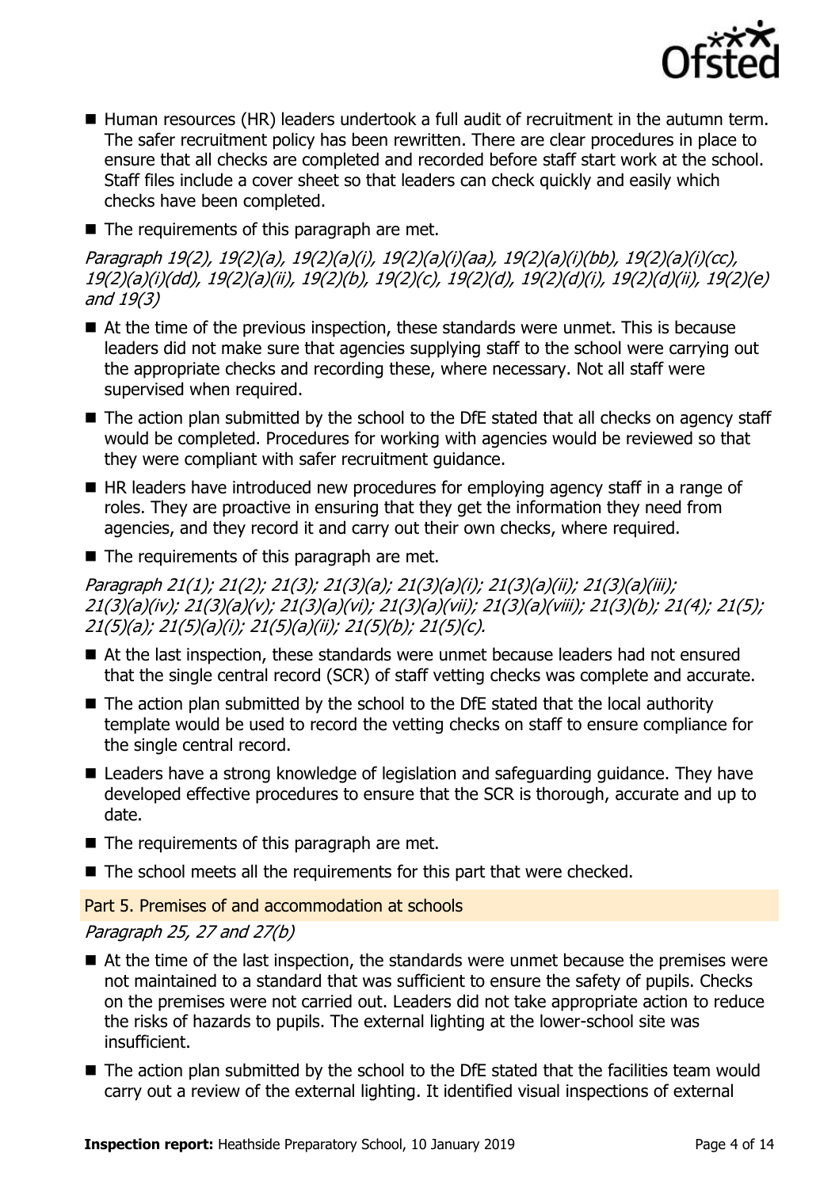- Human resources (HR) leaders undertook a full audit of recruitment in the autumn term. The safer recruitment policy has been rewritten. There are clear procedures in place to ensure that all checks are completed and recorded before staff start work at the school. Staff files include a cover sheet so that leaders can check quickly and easily which checks have been completed.
- The requirements of this paragraph are met.

*Paragraph 19(2), 19(2)(a), 19(2)(a)(i), 19(2)(a)(i)(aa), 19(2)(a)(i)(bb), 19(2)(a)(i)(cc), 19(2)(a)(i)(dd), 19(2)(a)(ii), 19(2)(b), 19(2)(c), 19(2)(d), 19(2)(d)(i), 19(2)(d)(ii), 19(2)(e) and 19(3)*

- At the time of the previous inspection, these standards were unmet. This is because leaders did not make sure that agencies supplying staff to the school were carrying out the appropriate checks and recording these, where necessary. Not all staff were supervised when required.
- The action plan submitted by the school to the DfE stated that all checks on agency staff would be completed. Procedures for working with agencies would be reviewed so that they were compliant with safer recruitment guidance.
- HR leaders have introduced new procedures for employing agency staff in a range of roles. They are proactive in ensuring that they get the information they need from agencies, and they record it and carry out their own checks, where required.
- The requirements of this paragraph are met.

*Paragraph 21(1); 21(2); 21(3); 21(3)(a); 21(3)(a)(i); 21(3)(a)(ii); 21(3)(a)(iii); 21(3)(a)(iv); 21(3)(a)(v); 21(3)(a)(vi); 21(3)(a)(vii); 21(3)(a)(viii); 21(3)(b); 21(4); 21(5); 21(5)(a); 21(5)(a)(i); 21(5)(a)(ii); 21(5)(b); 21(5)(c).*

- At the last inspection, these standards were unmet because leaders had not ensured that the single central record (SCR) of staff vetting checks was complete and accurate.
- The action plan submitted by the school to the DfE stated that the local authority template would be used to record the vetting checks on staff to ensure compliance for the single central record.
- Leaders have a strong knowledge of legislation and safeguarding guidance. They have developed effective procedures to ensure that the SCR is thorough, accurate and up to date.
- The requirements of this paragraph are met.
- The school meets all the requirements for this part that were checked.

## Part 5. Premises of and accommodation at schools

*Paragraph 25, 27 and 27(b)*

- At the time of the last inspection, the standards were unmet because the premises were not maintained to a standard that was sufficient to ensure the safety of pupils. Checks on the premises were not carried out. Leaders did not take appropriate action to reduce the risks of hazards to pupils. The external lighting at the lower-school site was insufficient.
- The action plan submitted by the school to the DfE stated that the facilities team would carry out a review of the external lighting. It identified visual inspections of external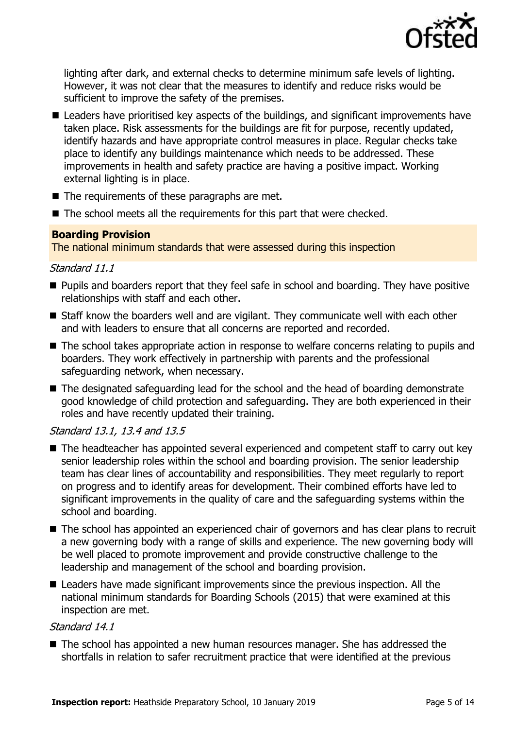lighting after dark, and external checks to determine minimum safe levels of lighting. However, it was not clear that the measures to identify and reduce risks would be sufficient to improve the safety of the premises.

- Leaders have prioritised key aspects of the buildings, and significant improvements have taken place. Risk assessments for the buildings are fit for purpose, recently updated, identify hazards and have appropriate control measures in place. Regular checks take place to identify any buildings maintenance which needs to be addressed. These improvements in health and safety practice are having a positive impact. Working external lighting is in place.
- The requirements of these paragraphs are met.
- The school meets all the requirements for this part that were checked.

**Boarding Provision**

The national minimum standards that were assessed during this inspection

*Standard 11.1*

- Pupils and boarders report that they feel safe in school and boarding. They have positive relationships with staff and each other.
- Staff know the boarders well and are vigilant. They communicate well with each other and with leaders to ensure that all concerns are reported and recorded.
- The school takes appropriate action in response to welfare concerns relating to pupils and boarders. They work effectively in partnership with parents and the professional safeguarding network, when necessary.
- The designated safeguarding lead for the school and the head of boarding demonstrate good knowledge of child protection and safeguarding. They are both experienced in their roles and have recently updated their training.

*Standard 13.1, 13.4 and 13.5*

- The headteacher has appointed several experienced and competent staff to carry out key senior leadership roles within the school and boarding provision. The senior leadership team has clear lines of accountability and responsibilities. They meet regularly to report on progress and to identify areas for development. Their combined efforts have led to significant improvements in the quality of care and the safeguarding systems within the school and boarding.
- The school has appointed an experienced chair of governors and has clear plans to recruit a new governing body with a range of skills and experience. The new governing body will be well placed to promote improvement and provide constructive challenge to the leadership and management of the school and boarding provision.
- Leaders have made significant improvements since the previous inspection. All the national minimum standards for Boarding Schools (2015) that were examined at this inspection are met.

*Standard 14.1*

- The school has appointed a new human resources manager. She has addressed the shortfalls in relation to safer recruitment practice that were identified at the previous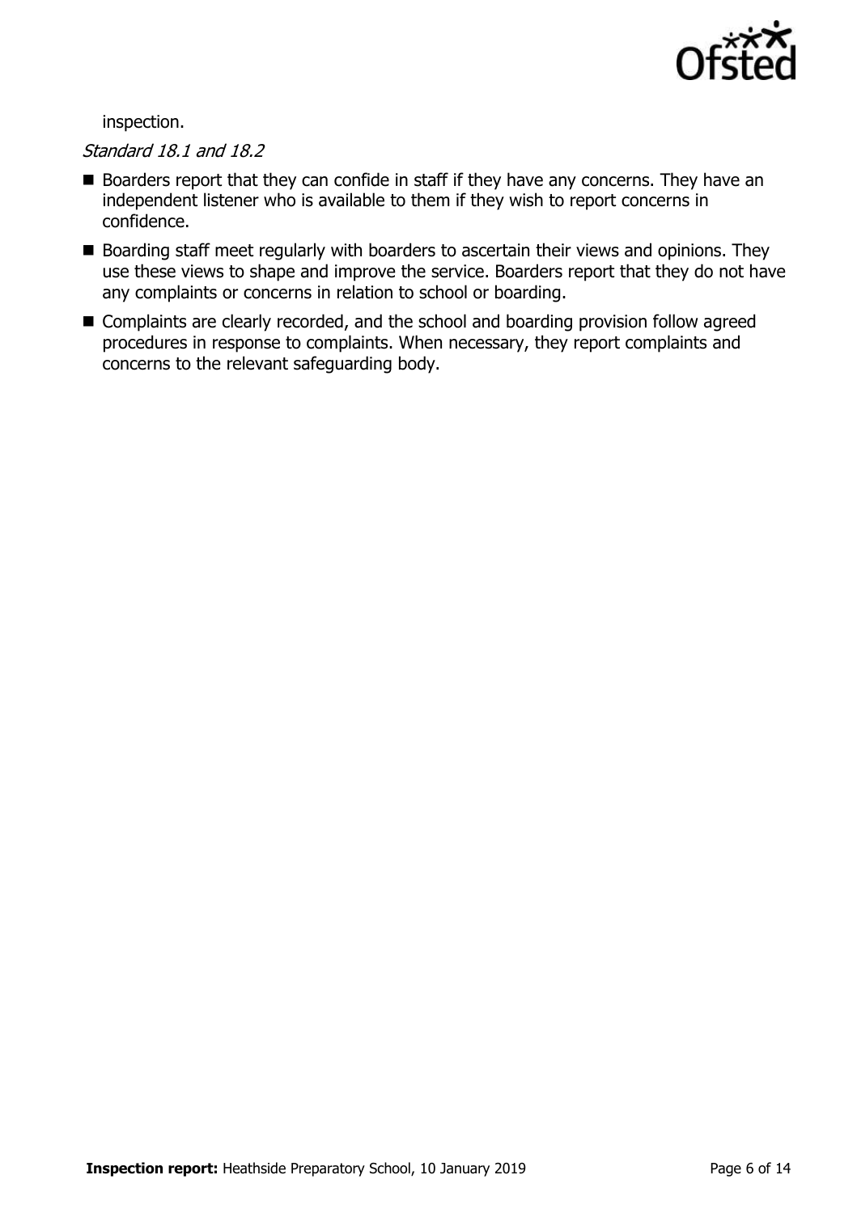inspection.

*Standard 18.1 and 18.2*

- Boarders report that they can confide in staff if they have any concerns. They have an independent listener who is available to them if they wish to report concerns in confidence.
- Boarding staff meet regularly with boarders to ascertain their views and opinions. They use these views to shape and improve the service. Boarders report that they do not have any complaints or concerns in relation to school or boarding.
- Complaints are clearly recorded, and the school and boarding provision follow agreed procedures in response to complaints. When necessary, they report complaints and concerns to the relevant safeguarding body.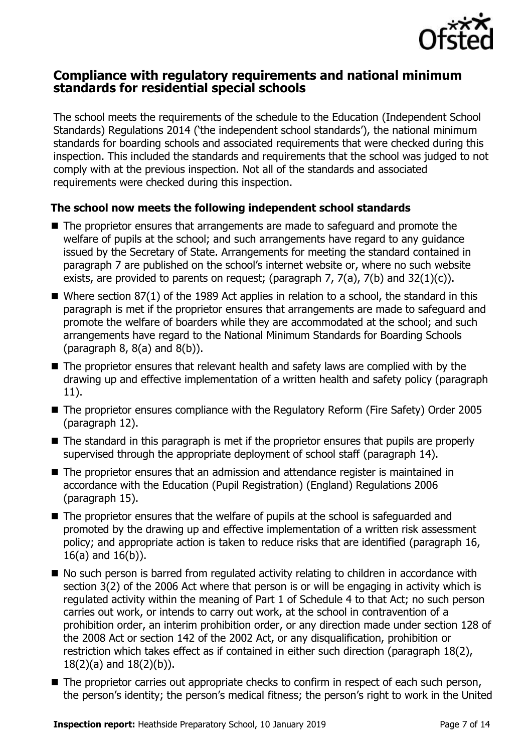## Compliance with regulatory requirements and national minimum standards for residential special schools

The school meets the requirements of the schedule to the Education (Independent School Standards) Regulations 2014 ('the independent school standards'), the national minimum standards for boarding schools and associated requirements that were checked during this inspection. This included the standards and requirements that the school was judged to not comply with at the previous inspection. Not all of the standards and associated requirements were checked during this inspection.

### The school now meets the following independent school standards

- The proprietor ensures that arrangements are made to safeguard and promote the welfare of pupils at the school; and such arrangements have regard to any guidance issued by the Secretary of State. Arrangements for meeting the standard contained in paragraph 7 are published on the school's internet website or, where no such website exists, are provided to parents on request; (paragraph 7, 7(a), 7(b) and 32(1)(c)).
- Where section 87(1) of the 1989 Act applies in relation to a school, the standard in this paragraph is met if the proprietor ensures that arrangements are made to safeguard and promote the welfare of boarders while they are accommodated at the school; and such arrangements have regard to the National Minimum Standards for Boarding Schools (paragraph 8, 8(a) and 8(b)).
- The proprietor ensures that relevant health and safety laws are complied with by the drawing up and effective implementation of a written health and safety policy (paragraph 11).
- The proprietor ensures compliance with the Regulatory Reform (Fire Safety) Order 2005 (paragraph 12).
- The standard in this paragraph is met if the proprietor ensures that pupils are properly supervised through the appropriate deployment of school staff (paragraph 14).
- The proprietor ensures that an admission and attendance register is maintained in accordance with the Education (Pupil Registration) (England) Regulations 2006 (paragraph 15).
- The proprietor ensures that the welfare of pupils at the school is safeguarded and promoted by the drawing up and effective implementation of a written risk assessment policy; and appropriate action is taken to reduce risks that are identified (paragraph 16, 16(a) and 16(b)).
- No such person is barred from regulated activity relating to children in accordance with section 3(2) of the 2006 Act where that person is or will be engaging in activity which is regulated activity within the meaning of Part 1 of Schedule 4 to that Act; no such person carries out work, or intends to carry out work, at the school in contravention of a prohibition order, an interim prohibition order, or any direction made under section 128 of the 2008 Act or section 142 of the 2002 Act, or any disqualification, prohibition or restriction which takes effect as if contained in either such direction (paragraph 18(2), 18(2)(a) and 18(2)(b)).
- The proprietor carries out appropriate checks to confirm in respect of each such person, the person's identity; the person's medical fitness; the person's right to work in the United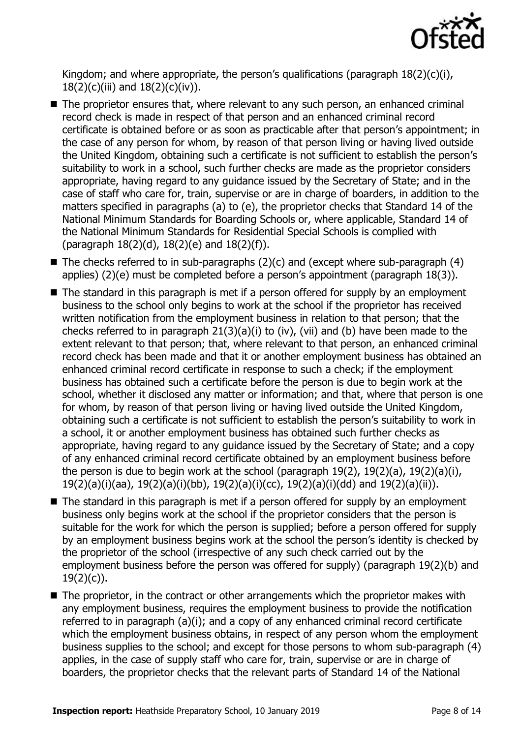Kingdom; and where appropriate, the person's qualifications (paragraph 18(2)(c)(i), 18(2)(c)(iii) and 18(2)(c)(iv)).

- The proprietor ensures that, where relevant to any such person, an enhanced criminal record check is made in respect of that person and an enhanced criminal record certificate is obtained before or as soon as practicable after that person's appointment; in the case of any person for whom, by reason of that person living or having lived outside the United Kingdom, obtaining such a certificate is not sufficient to establish the person's suitability to work in a school, such further checks are made as the proprietor considers appropriate, having regard to any guidance issued by the Secretary of State; and in the case of staff who care for, train, supervise or are in charge of boarders, in addition to the matters specified in paragraphs (a) to (e), the proprietor checks that Standard 14 of the National Minimum Standards for Boarding Schools or, where applicable, Standard 14 of the National Minimum Standards for Residential Special Schools is complied with (paragraph 18(2)(d), 18(2)(e) and 18(2)(f)).
- The checks referred to in sub-paragraphs (2)(c) and (except where sub-paragraph (4) applies) (2)(e) must be completed before a person's appointment (paragraph 18(3)).
- The standard in this paragraph is met if a person offered for supply by an employment business to the school only begins to work at the school if the proprietor has received written notification from the employment business in relation to that person; that the checks referred to in paragraph 21(3)(a)(i) to (iv), (vii) and (b) have been made to the extent relevant to that person; that, where relevant to that person, an enhanced criminal record check has been made and that it or another employment business has obtained an enhanced criminal record certificate in response to such a check; if the employment business has obtained such a certificate before the person is due to begin work at the school, whether it disclosed any matter or information; and that, where that person is one for whom, by reason of that person living or having lived outside the United Kingdom, obtaining such a certificate is not sufficient to establish the person's suitability to work in a school, it or another employment business has obtained such further checks as appropriate, having regard to any guidance issued by the Secretary of State; and a copy of any enhanced criminal record certificate obtained by an employment business before the person is due to begin work at the school (paragraph 19(2), 19(2)(a), 19(2)(a)(i), 19(2)(a)(i)(aa), 19(2)(a)(i)(bb), 19(2)(a)(i)(cc), 19(2)(a)(i)(dd) and 19(2)(a)(ii)).
- The standard in this paragraph is met if a person offered for supply by an employment business only begins work at the school if the proprietor considers that the person is suitable for the work for which the person is supplied; before a person offered for supply by an employment business begins work at the school the person's identity is checked by the proprietor of the school (irrespective of any such check carried out by the employment business before the person was offered for supply) (paragraph 19(2)(b) and 19(2)(c)).
- The proprietor, in the contract or other arrangements which the proprietor makes with any employment business, requires the employment business to provide the notification referred to in paragraph (a)(i); and a copy of any enhanced criminal record certificate which the employment business obtains, in respect of any person whom the employment business supplies to the school; and except for those persons to whom sub-paragraph (4) applies, in the case of supply staff who care for, train, supervise or are in charge of boarders, the proprietor checks that the relevant parts of Standard 14 of the National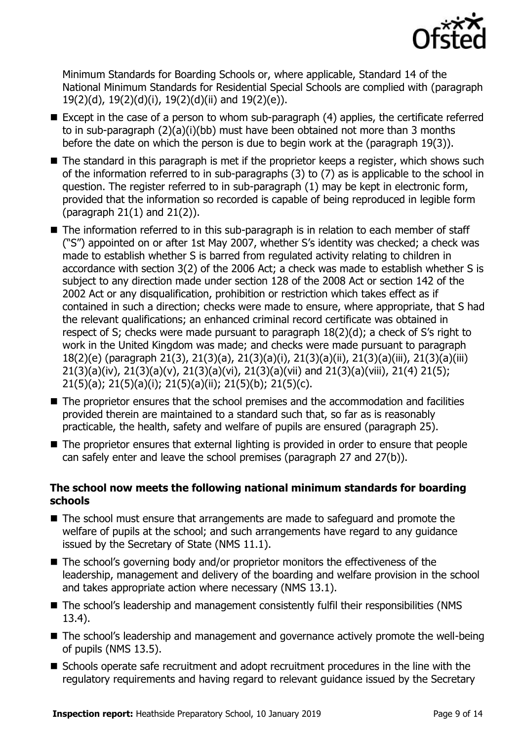Minimum Standards for Boarding Schools or, where applicable, Standard 14 of the National Minimum Standards for Residential Special Schools are complied with (paragraph 19(2)(d), 19(2)(d)(i), 19(2)(d)(ii) and 19(2)(e)).

- Except in the case of a person to whom sub-paragraph (4) applies, the certificate referred to in sub-paragraph (2)(a)(i)(bb) must have been obtained not more than 3 months before the date on which the person is due to begin work at the (paragraph 19(3)).
- The standard in this paragraph is met if the proprietor keeps a register, which shows such of the information referred to in sub-paragraphs (3) to (7) as is applicable to the school in question. The register referred to in sub-paragraph (1) may be kept in electronic form, provided that the information so recorded is capable of being reproduced in legible form (paragraph 21(1) and 21(2)).
- The information referred to in this sub-paragraph is in relation to each member of staff ("S") appointed on or after 1st May 2007, whether S's identity was checked; a check was made to establish whether S is barred from regulated activity relating to children in accordance with section 3(2) of the 2006 Act; a check was made to establish whether S is subject to any direction made under section 128 of the 2008 Act or section 142 of the 2002 Act or any disqualification, prohibition or restriction which takes effect as if contained in such a direction; checks were made to ensure, where appropriate, that S had the relevant qualifications; an enhanced criminal record certificate was obtained in respect of S; checks were made pursuant to paragraph 18(2)(d); a check of S's right to work in the United Kingdom was made; and checks were made pursuant to paragraph 18(2)(e) (paragraph 21(3), 21(3)(a), 21(3)(a)(i), 21(3)(a)(ii), 21(3)(a)(iii), 21(3)(a)(iii) 21(3)(a)(iv), 21(3)(a)(v), 21(3)(a)(vi), 21(3)(a)(vii) and 21(3)(a)(viii), 21(4) 21(5); 21(5)(a); 21(5)(a)(i); 21(5)(a)(ii); 21(5)(b); 21(5)(c).
- The proprietor ensures that the school premises and the accommodation and facilities provided therein are maintained to a standard such that, so far as is reasonably practicable, the health, safety and welfare of pupils are ensured (paragraph 25).
- The proprietor ensures that external lighting is provided in order to ensure that people can safely enter and leave the school premises (paragraph 27 and 27(b)).

### The school now meets the following national minimum standards for boarding schools

- The school must ensure that arrangements are made to safeguard and promote the welfare of pupils at the school; and such arrangements have regard to any guidance issued by the Secretary of State (NMS 11.1).
- The school's governing body and/or proprietor monitors the effectiveness of the leadership, management and delivery of the boarding and welfare provision in the school and takes appropriate action where necessary (NMS 13.1).
- The school's leadership and management consistently fulfil their responsibilities (NMS 13.4).
- The school's leadership and management and governance actively promote the well-being of pupils (NMS 13.5).
- Schools operate safe recruitment and adopt recruitment procedures in the line with the regulatory requirements and having regard to relevant guidance issued by the Secretary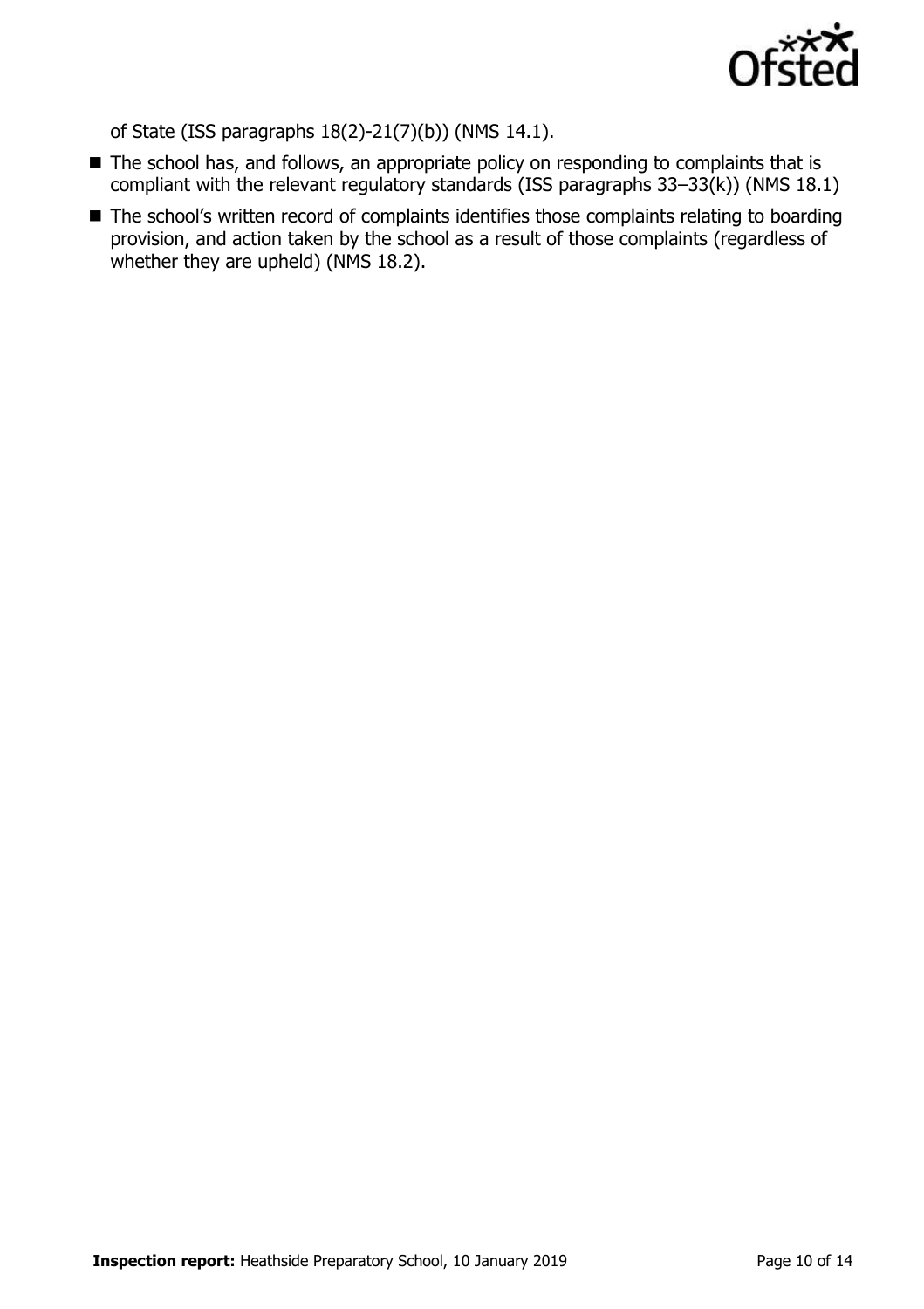of State (ISS paragraphs 18(2)-21(7)(b)) (NMS 14.1).

- The school has, and follows, an appropriate policy on responding to complaints that is compliant with the relevant regulatory standards (ISS paragraphs 33–33(k)) (NMS 18.1)
- The school's written record of complaints identifies those complaints relating to boarding provision, and action taken by the school as a result of those complaints (regardless of whether they are upheld) (NMS 18.2).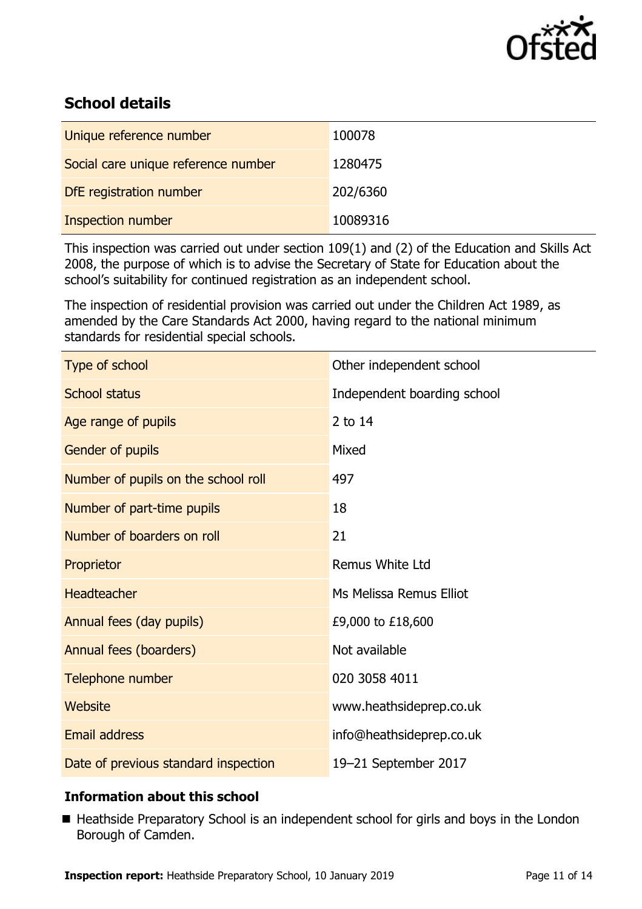## School details

| | |
|---|---|
| Unique reference number | 100078 |
| Social care unique reference number | 1280475 |
| DfE registration number | 202/6360 |
| Inspection number | 10089316 |

This inspection was carried out under section 109(1) and (2) of the Education and Skills Act 2008, the purpose of which is to advise the Secretary of State for Education about the school's suitability for continued registration as an independent school.

The inspection of residential provision was carried out under the Children Act 1989, as amended by the Care Standards Act 2000, having regard to the national minimum standards for residential special schools.

| | |
|---|---|
| Type of school | Other independent school |
| School status | Independent boarding school |
| Age range of pupils | 2 to 14 |
| Gender of pupils | Mixed |
| Number of pupils on the school roll | 497 |
| Number of part-time pupils | 18 |
| Number of boarders on roll | 21 |
| Proprietor | Remus White Ltd |
| Headteacher | Ms Melissa Remus Elliot |
| Annual fees (day pupils) | £9,000 to £18,600 |
| Annual fees (boarders) | Not available |
| Telephone number | 020 3058 4011 |
| Website | www.heathsideprep.co.uk |
| Email address | info@heathsideprep.co.uk |
| Date of previous standard inspection | 19–21 September 2017 |

### Information about this school

- Heathside Preparatory School is an independent school for girls and boys in the London Borough of Camden.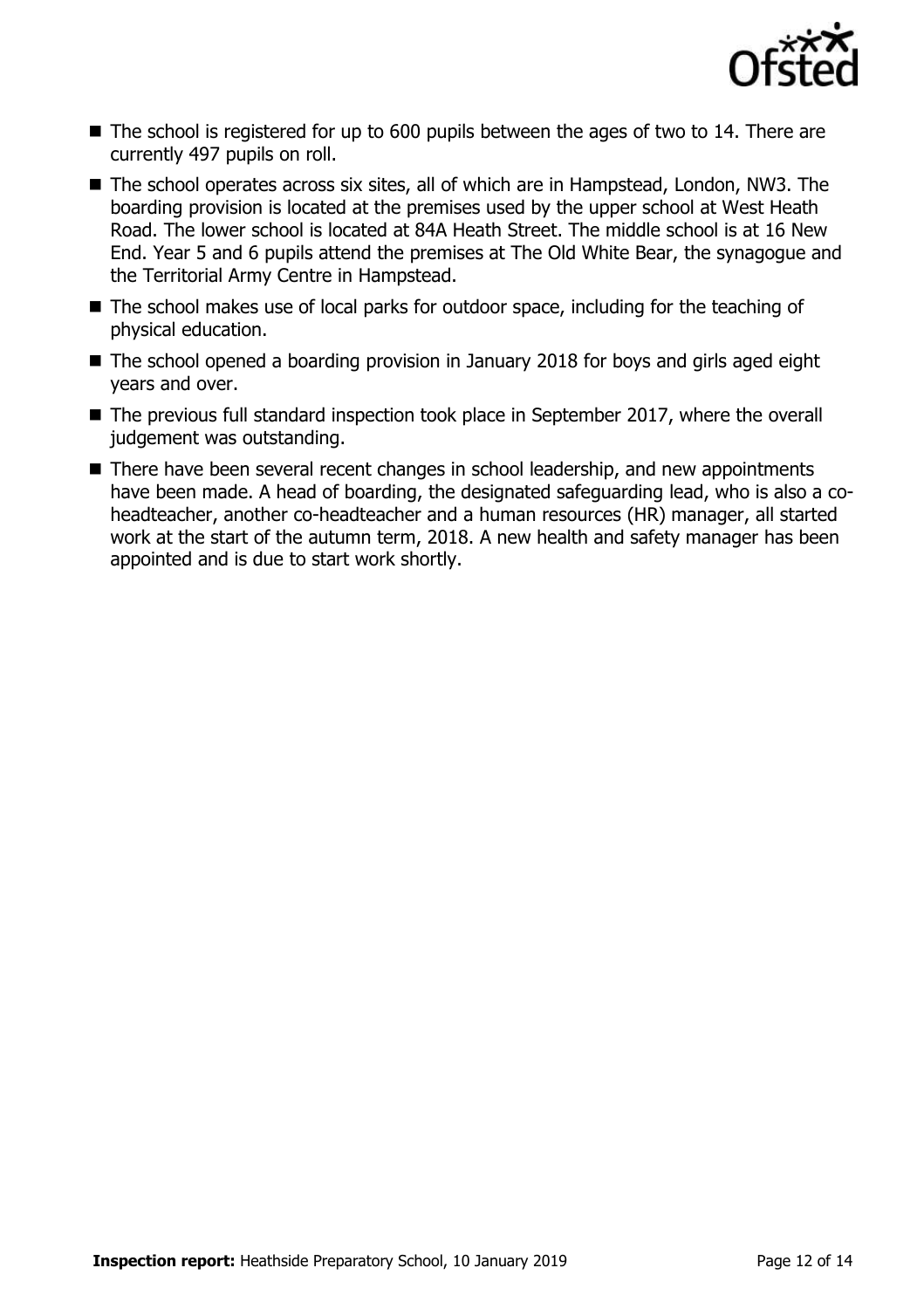- The school is registered for up to 600 pupils between the ages of two to 14. There are currently 497 pupils on roll.
- The school operates across six sites, all of which are in Hampstead, London, NW3. The boarding provision is located at the premises used by the upper school at West Heath Road. The lower school is located at 84A Heath Street. The middle school is at 16 New End. Year 5 and 6 pupils attend the premises at The Old White Bear, the synagogue and the Territorial Army Centre in Hampstead.
- The school makes use of local parks for outdoor space, including for the teaching of physical education.
- The school opened a boarding provision in January 2018 for boys and girls aged eight years and over.
- The previous full standard inspection took place in September 2017, where the overall judgement was outstanding.
- There have been several recent changes in school leadership, and new appointments have been made. A head of boarding, the designated safeguarding lead, who is also a co-headteacher, another co-headteacher and a human resources (HR) manager, all started work at the start of the autumn term, 2018. A new health and safety manager has been appointed and is due to start work shortly.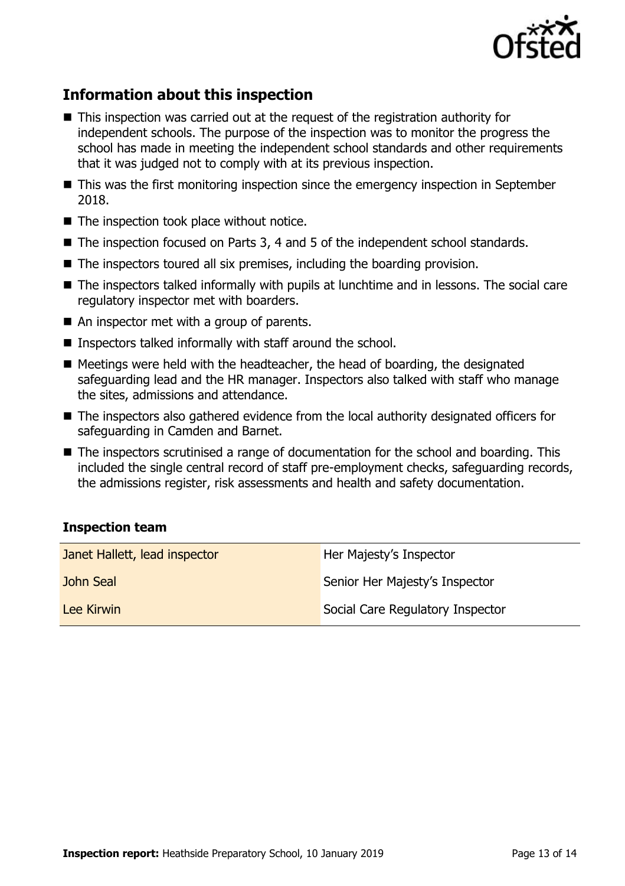## Information about this inspection

- This inspection was carried out at the request of the registration authority for independent schools. The purpose of the inspection was to monitor the progress the school has made in meeting the independent school standards and other requirements that it was judged not to comply with at its previous inspection.
- This was the first monitoring inspection since the emergency inspection in September 2018.
- The inspection took place without notice.
- The inspection focused on Parts 3, 4 and 5 of the independent school standards.
- The inspectors toured all six premises, including the boarding provision.
- The inspectors talked informally with pupils at lunchtime and in lessons. The social care regulatory inspector met with boarders.
- An inspector met with a group of parents.
- Inspectors talked informally with staff around the school.
- Meetings were held with the headteacher, the head of boarding, the designated safeguarding lead and the HR manager. Inspectors also talked with staff who manage the sites, admissions and attendance.
- The inspectors also gathered evidence from the local authority designated officers for safeguarding in Camden and Barnet.
- The inspectors scrutinised a range of documentation for the school and boarding. This included the single central record of staff pre-employment checks, safeguarding records, the admissions register, risk assessments and health and safety documentation.

### Inspection team

| | |
|---|---|
| Janet Hallett, lead inspector | Her Majesty's Inspector |
| John Seal | Senior Her Majesty's Inspector |
| Lee Kirwin | Social Care Regulatory Inspector |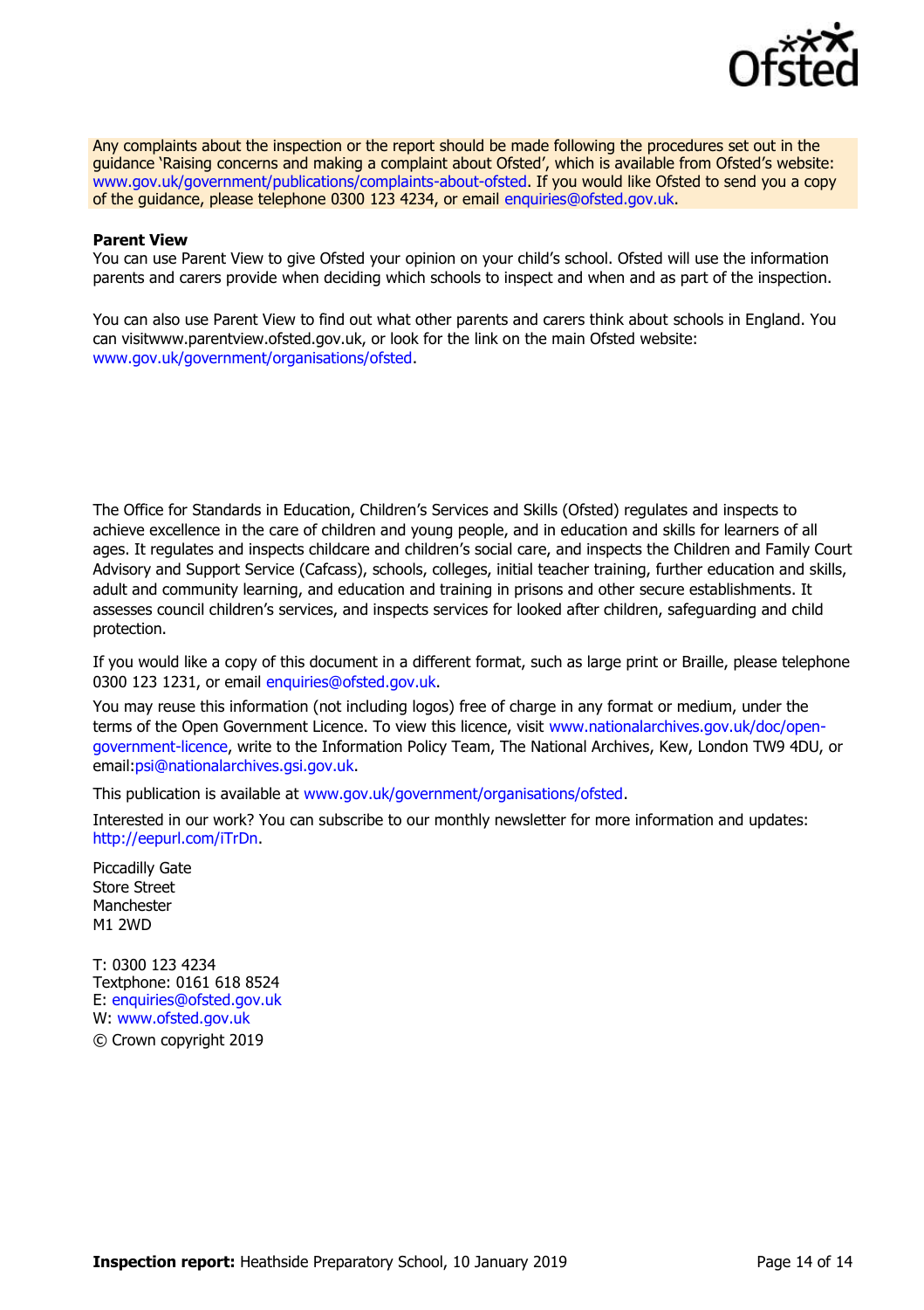Any complaints about the inspection or the report should be made following the procedures set out in the guidance 'Raising concerns and making a complaint about Ofsted', which is available from Ofsted's website: www.gov.uk/government/publications/complaints-about-ofsted. If you would like Ofsted to send you a copy of the guidance, please telephone 0300 123 4234, or email enquiries@ofsted.gov.uk.

**Parent View**

You can use Parent View to give Ofsted your opinion on your child's school. Ofsted will use the information parents and carers provide when deciding which schools to inspect and when and as part of the inspection.

You can also use Parent View to find out what other parents and carers think about schools in England. You can visitwww.parentview.ofsted.gov.uk, or look for the link on the main Ofsted website: www.gov.uk/government/organisations/ofsted.

The Office for Standards in Education, Children's Services and Skills (Ofsted) regulates and inspects to achieve excellence in the care of children and young people, and in education and skills for learners of all ages. It regulates and inspects childcare and children's social care, and inspects the Children and Family Court Advisory and Support Service (Cafcass), schools, colleges, initial teacher training, further education and skills, adult and community learning, and education and training in prisons and other secure establishments. It assesses council children's services, and inspects services for looked after children, safeguarding and child protection.

If you would like a copy of this document in a different format, such as large print or Braille, please telephone 0300 123 1231, or email enquiries@ofsted.gov.uk.

You may reuse this information (not including logos) free of charge in any format or medium, under the terms of the Open Government Licence. To view this licence, visit www.nationalarchives.gov.uk/doc/open-government-licence, write to the Information Policy Team, The National Archives, Kew, London TW9 4DU, or email:psi@nationalarchives.gsi.gov.uk.

This publication is available at www.gov.uk/government/organisations/ofsted.

Interested in our work? You can subscribe to our monthly newsletter for more information and updates: http://eepurl.com/iTrDn.

Piccadilly Gate
Store Street
Manchester
M1 2WD

T: 0300 123 4234
Textphone: 0161 618 8524
E: enquiries@ofsted.gov.uk
W: www.ofsted.gov.uk
© Crown copyright 2019